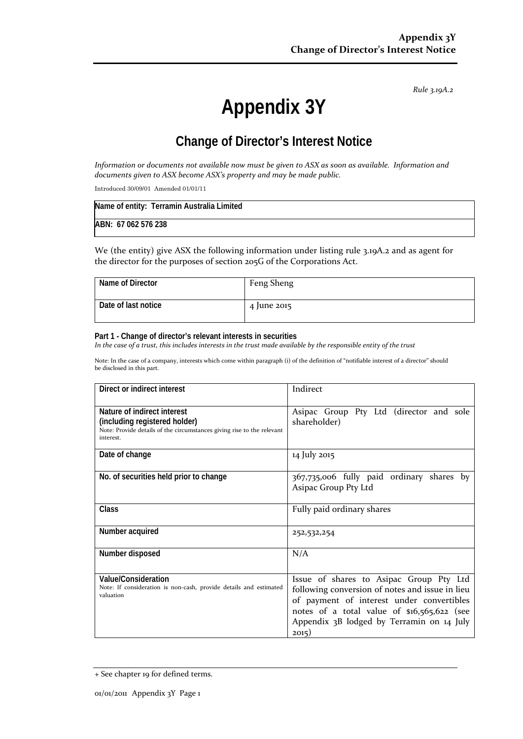*Rule 3.19A.2*

# Appendix 3Y

## Change of Director's Interest Notice

*Information or documents not available now must be given to ASX as soon as available. Information and documents given to ASX become ASX's property and may be made public.*

Introduced 30/09/01 Amended 01/01/11

| **Name of entity: Terramin Australia Limited** |
|---|
| **ABN: 67 062 576 238** |

We (the entity) give ASX the following information under listing rule 3.19A.2 and as agent for the director for the purposes of section 205G of the Corporations Act.

| Name of Director | Feng Sheng |
|---|---|
| Date of last notice | 4 June 2015 |

**Part 1 - Change of director's relevant interests in securities**
*In the case of a trust, this includes interests in the trust made available by the responsible entity of the trust*

Note: In the case of a company, interests which come within paragraph (i) of the definition of "notifiable interest of a director" should be disclosed in this part.

| Direct or indirect interest | Indirect |
|---|---|
| **Nature of indirect interest (including registered holder)**<br>Note: Provide details of the circumstances giving rise to the relevant interest. | Asipac Group Pty Ltd (director and sole shareholder) |
| **Date of change** | 14 July 2015 |
| **No. of securities held prior to change** | 367,735,006 fully paid ordinary shares by Asipac Group Pty Ltd |
| **Class** | Fully paid ordinary shares |
| **Number acquired** | 252,532,254 |
| **Number disposed** | N/A |
| **Value/Consideration**<br>Note: If consideration is non-cash, provide details and estimated valuation | Issue of shares to Asipac Group Pty Ltd following conversion of notes and issue in lieu of payment of interest under convertibles notes of a total value of $16,565,622 (see Appendix 3B lodged by Terramin on 14 July 2015) |

+ See chapter 19 for defined terms.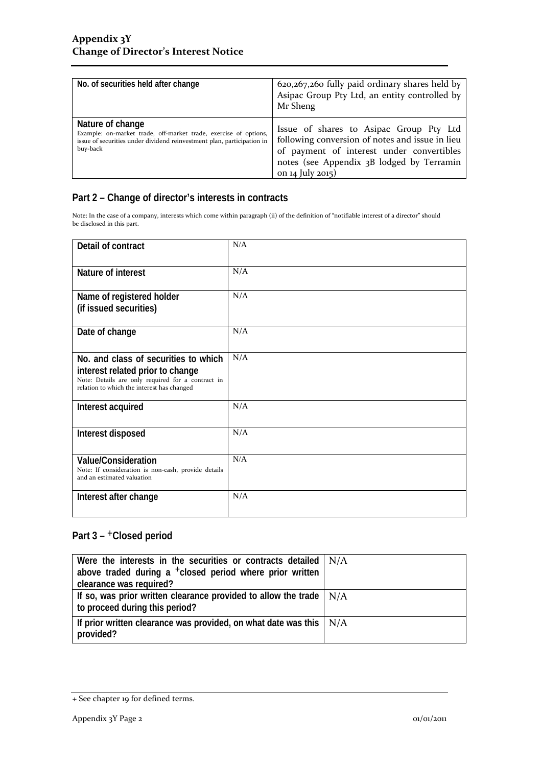| | |
|---|---|
| **No. of securities held after change** | 620,267,260 fully paid ordinary shares held by Asipac Group Pty Ltd, an entity controlled by Mr Sheng |
| **Nature of change**<br>Example: on-market trade, off-market trade, exercise of options, issue of securities under dividend reinvestment plan, participation in buy-back | Issue of shares to Asipac Group Pty Ltd following conversion of notes and issue in lieu of payment of interest under convertibles notes (see Appendix 3B lodged by Terramin on 14 July 2015) |

## Part 2 – Change of director's interests in contracts

Note: In the case of a company, interests which come within paragraph (ii) of the definition of "notifiable interest of a director" should be disclosed in this part.

| | |
|---|---|
| **Detail of contract** | N/A |
| **Nature of interest** | N/A |
| **Name of registered holder (if issued securities)** | N/A |
| **Date of change** | N/A |
| **No. and class of securities to which interest related prior to change**<br>Note: Details are only required for a contract in relation to which the interest has changed | N/A |
| **Interest acquired** | N/A |
| **Interest disposed** | N/A |
| **Value/Consideration**<br>Note: If consideration is non-cash, provide details and an estimated valuation | N/A |
| **Interest after change** | N/A |

## Part 3 – +Closed period

| | |
|---|---|
| **Were the interests in the securities or contracts detailed above traded during a +closed period where prior written clearance was required?** | N/A |
| **If so, was prior written clearance provided to allow the trade to proceed during this period?** | N/A |
| **If prior written clearance was provided, on what date was this provided?** | N/A |

+ See chapter 19 for defined terms.